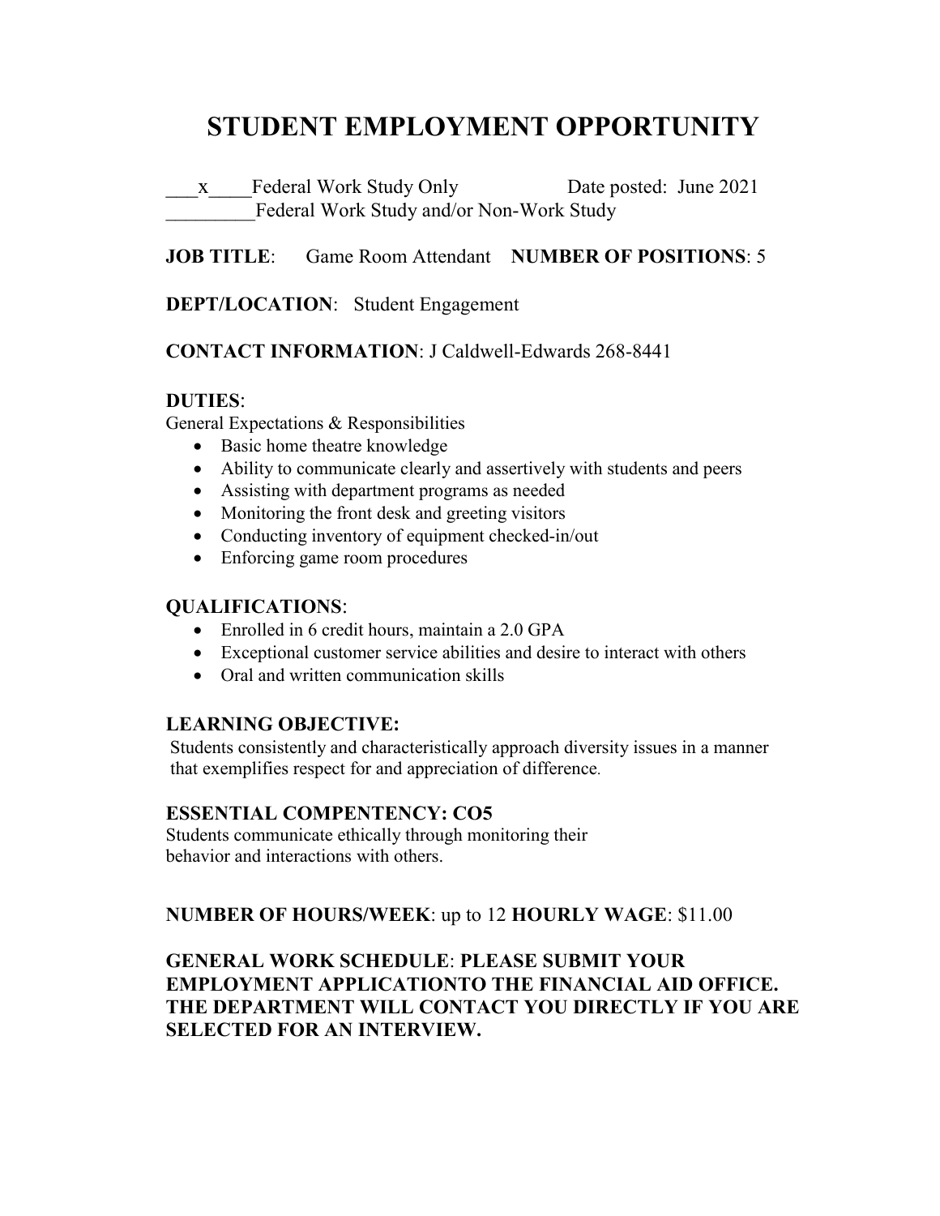# STUDENT EMPLOYMENT OPPORTUNITY

___x____Federal Work Study Only Date posted: June 2021
_________Federal Work Study and/or Non-Work Study

**JOB TITLE**: Game Room Attendant **NUMBER OF POSITIONS**: 5

**DEPT/LOCATION**: Student Engagement

**CONTACT INFORMATION**: J Caldwell-Edwards 268-8441

## DUTIES:

General Expectations & Responsibilities

- Basic home theatre knowledge
- Ability to communicate clearly and assertively with students and peers
- Assisting with department programs as needed
- Monitoring the front desk and greeting visitors
- Conducting inventory of equipment checked-in/out
- Enforcing game room procedures

## QUALIFICATIONS:

- Enrolled in 6 credit hours, maintain a 2.0 GPA
- Exceptional customer service abilities and desire to interact with others
- Oral and written communication skills

## LEARNING OBJECTIVE:

Students consistently and characteristically approach diversity issues in a manner that exemplifies respect for and appreciation of difference.

## ESSENTIAL COMPENTENCY: CO5

Students communicate ethically through monitoring their behavior and interactions with others.

**NUMBER OF HOURS/WEEK**: up to 12 **HOURLY WAGE**: $11.00

**GENERAL WORK SCHEDULE**: **PLEASE SUBMIT YOUR EMPLOYMENT APPLICATIONTO THE FINANCIAL AID OFFICE. THE DEPARTMENT WILL CONTACT YOU DIRECTLY IF YOU ARE SELECTED FOR AN INTERVIEW.**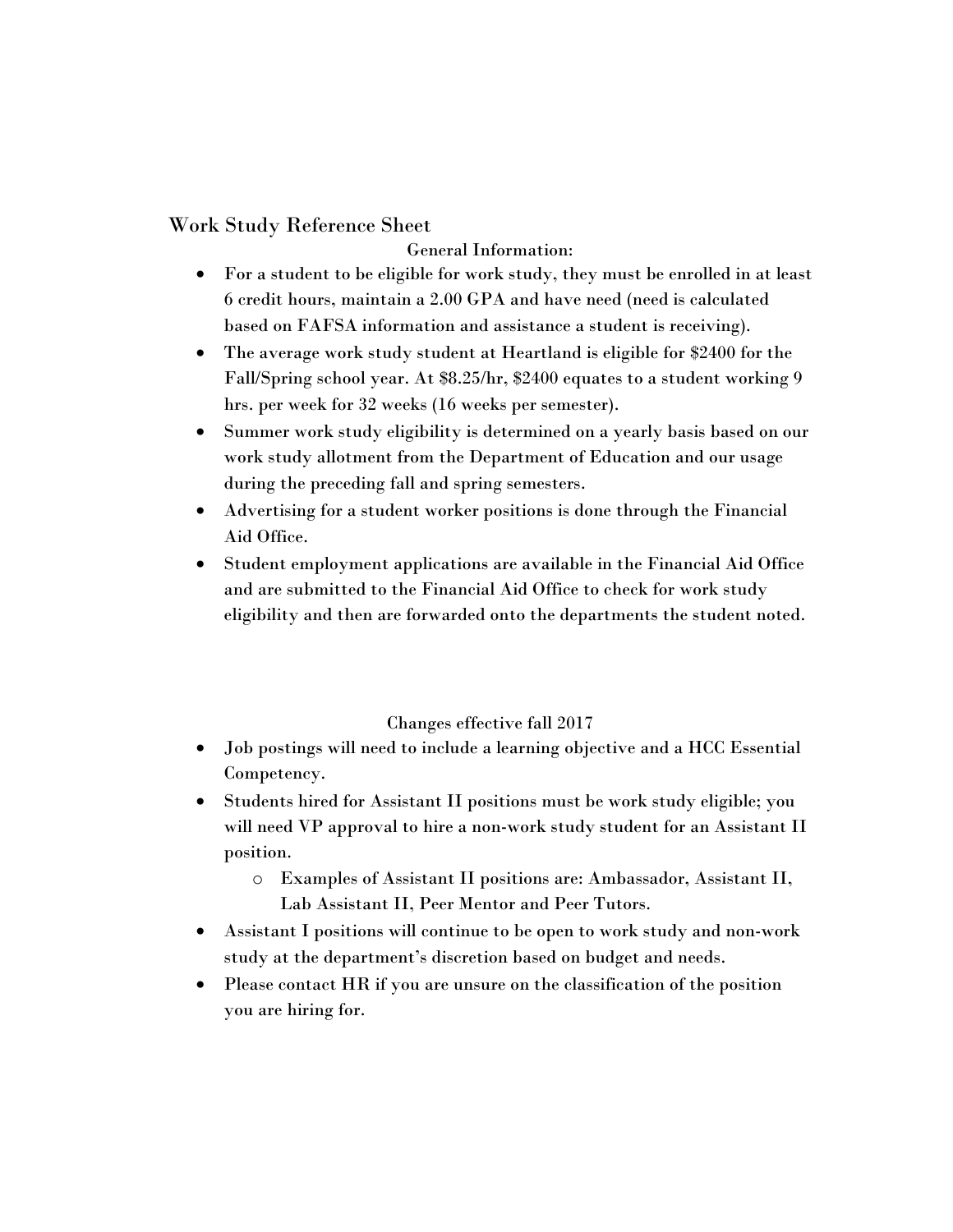# Work Study Reference Sheet

## General Information:

- For a student to be eligible for work study, they must be enrolled in at least 6 credit hours, maintain a 2.00 GPA and have need (need is calculated based on FAFSA information and assistance a student is receiving).
- The average work study student at Heartland is eligible for $2400 for the Fall/Spring school year. At $8.25/hr, $2400 equates to a student working 9 hrs. per week for 32 weeks (16 weeks per semester).
- Summer work study eligibility is determined on a yearly basis based on our work study allotment from the Department of Education and our usage during the preceding fall and spring semesters.
- Advertising for a student worker positions is done through the Financial Aid Office.
- Student employment applications are available in the Financial Aid Office and are submitted to the Financial Aid Office to check for work study eligibility and then are forwarded onto the departments the student noted.

## Changes effective fall 2017

- Job postings will need to include a learning objective and a HCC Essential Competency.
- Students hired for Assistant II positions must be work study eligible; you will need VP approval to hire a non-work study student for an Assistant II position.
  - Examples of Assistant II positions are: Ambassador, Assistant II, Lab Assistant II, Peer Mentor and Peer Tutors.
- Assistant I positions will continue to be open to work study and non-work study at the department's discretion based on budget and needs.
- Please contact HR if you are unsure on the classification of the position you are hiring for.